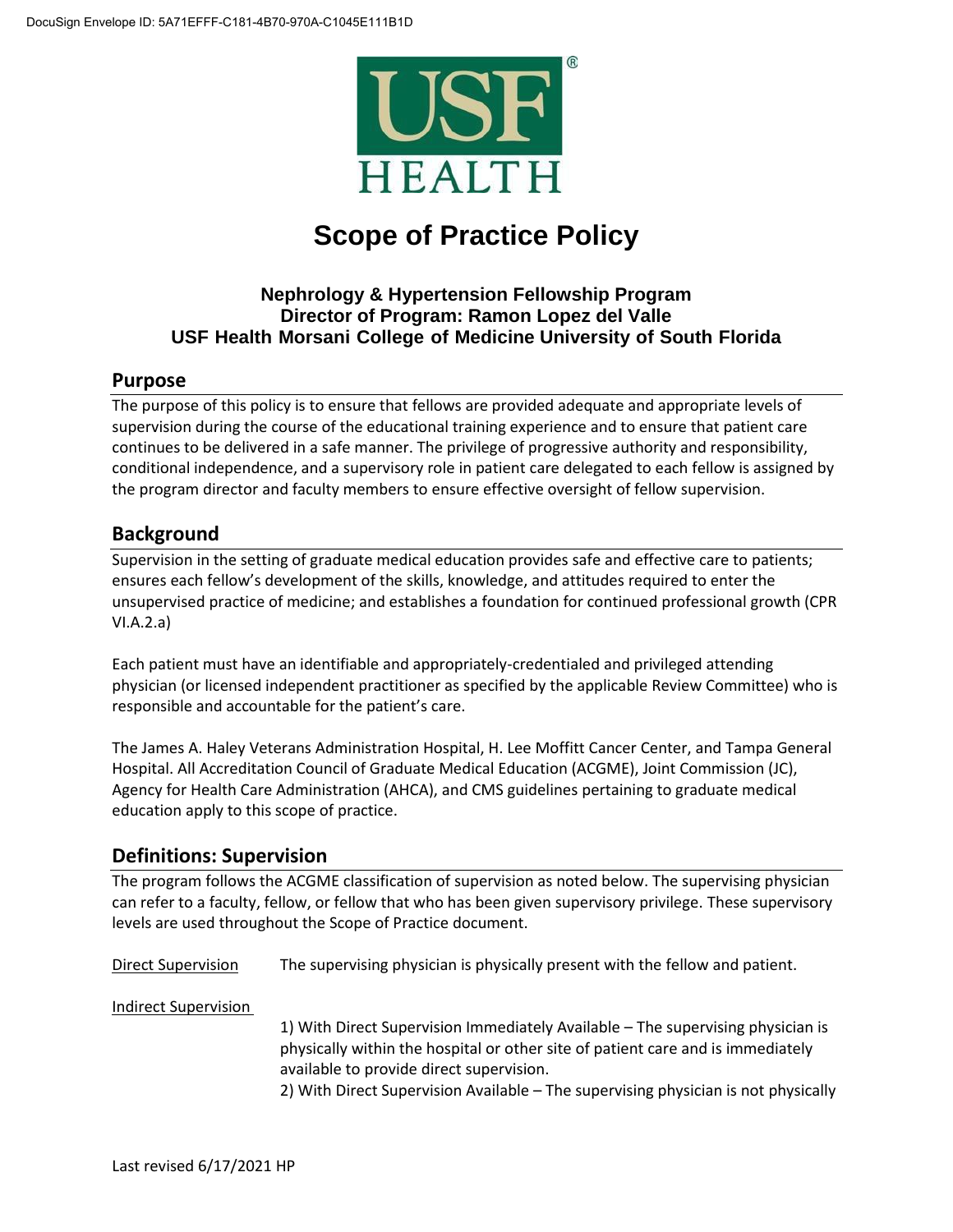# Scope of Practice Policy

**Nephrology & Hypertension Fellowship Program**
**Director of Program: Ramon Lopez del Valle**
**USF Health Morsani College of Medicine University of South Florida**

## Purpose

The purpose of this policy is to ensure that fellows are provided adequate and appropriate levels of supervision during the course of the educational training experience and to ensure that patient care continues to be delivered in a safe manner. The privilege of progressive authority and responsibility, conditional independence, and a supervisory role in patient care delegated to each fellow is assigned by the program director and faculty members to ensure effective oversight of fellow supervision.

## Background

Supervision in the setting of graduate medical education provides safe and effective care to patients; ensures each fellow's development of the skills, knowledge, and attitudes required to enter the unsupervised practice of medicine; and establishes a foundation for continued professional growth (CPR VI.A.2.a)

Each patient must have an identifiable and appropriately-credentialed and privileged attending physician (or licensed independent practitioner as specified by the applicable Review Committee) who is responsible and accountable for the patient's care.

The James A. Haley Veterans Administration Hospital, H. Lee Moffitt Cancer Center, and Tampa General Hospital. All Accreditation Council of Graduate Medical Education (ACGME), Joint Commission (JC), Agency for Health Care Administration (AHCA), and CMS guidelines pertaining to graduate medical education apply to this scope of practice.

## Definitions: Supervision

The program follows the ACGME classification of supervision as noted below. The supervising physician can refer to a faculty, fellow, or fellow that who has been given supervisory privilege. These supervisory levels are used throughout the Scope of Practice document.

Direct Supervision — The supervising physician is physically present with the fellow and patient.

Indirect Supervision

1) With Direct Supervision Immediately Available – The supervising physician is physically within the hospital or other site of patient care and is immediately available to provide direct supervision.
2) With Direct Supervision Available – The supervising physician is not physically

Last revised 6/17/2021 HP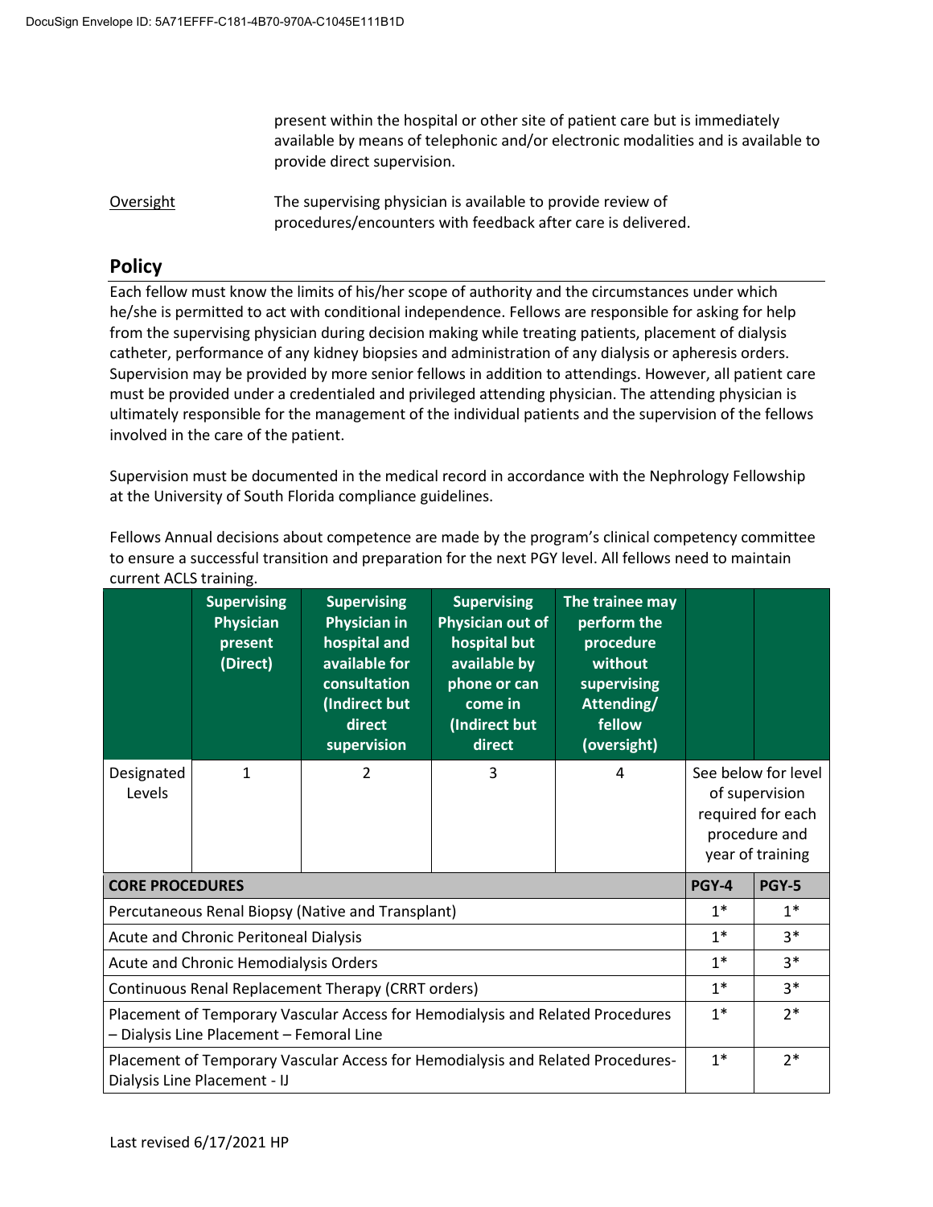present within the hospital or other site of patient care but is immediately available by means of telephonic and/or electronic modalities and is available to provide direct supervision.

Oversight — The supervising physician is available to provide review of procedures/encounters with feedback after care is delivered.

## Policy

Each fellow must know the limits of his/her scope of authority and the circumstances under which he/she is permitted to act with conditional independence. Fellows are responsible for asking for help from the supervising physician during decision making while treating patients, placement of dialysis catheter, performance of any kidney biopsies and administration of any dialysis or apheresis orders. Supervision may be provided by more senior fellows in addition to attendings. However, all patient care must be provided under a credentialed and privileged attending physician. The attending physician is ultimately responsible for the management of the individual patients and the supervision of the fellows involved in the care of the patient.

Supervision must be documented in the medical record in accordance with the Nephrology Fellowship at the University of South Florida compliance guidelines.

Fellows Annual decisions about competence are made by the program's clinical competency committee to ensure a successful transition and preparation for the next PGY level. All fellows need to maintain current ACLS training.

| | Supervising Physician present (Direct) | Supervising Physician in hospital and available for consultation (Indirect but direct supervision | Supervising Physician out of hospital but available by phone or can come in (Indirect but direct | The trainee may perform the procedure without supervising Attending/ fellow (oversight) | | |
|---|---|---|---|---|---|---|
| Designated Levels | 1 | 2 | 3 | 4 | See below for level of supervision required for each procedure and year of training | |
| **CORE PROCEDURES** | | | | | **PGY-4** | **PGY-5** |
| Percutaneous Renal Biopsy (Native and Transplant) | | | | | 1* | 1* |
| Acute and Chronic Peritoneal Dialysis | | | | | 1* | 3* |
| Acute and Chronic Hemodialysis Orders | | | | | 1* | 3* |
| Continuous Renal Replacement Therapy (CRRT orders) | | | | | 1* | 3* |
| Placement of Temporary Vascular Access for Hemodialysis and Related Procedures – Dialysis Line Placement – Femoral Line | | | | | 1* | 2* |
| Placement of Temporary Vascular Access for Hemodialysis and Related Procedures- Dialysis Line Placement - IJ | | | | | 1* | 2* |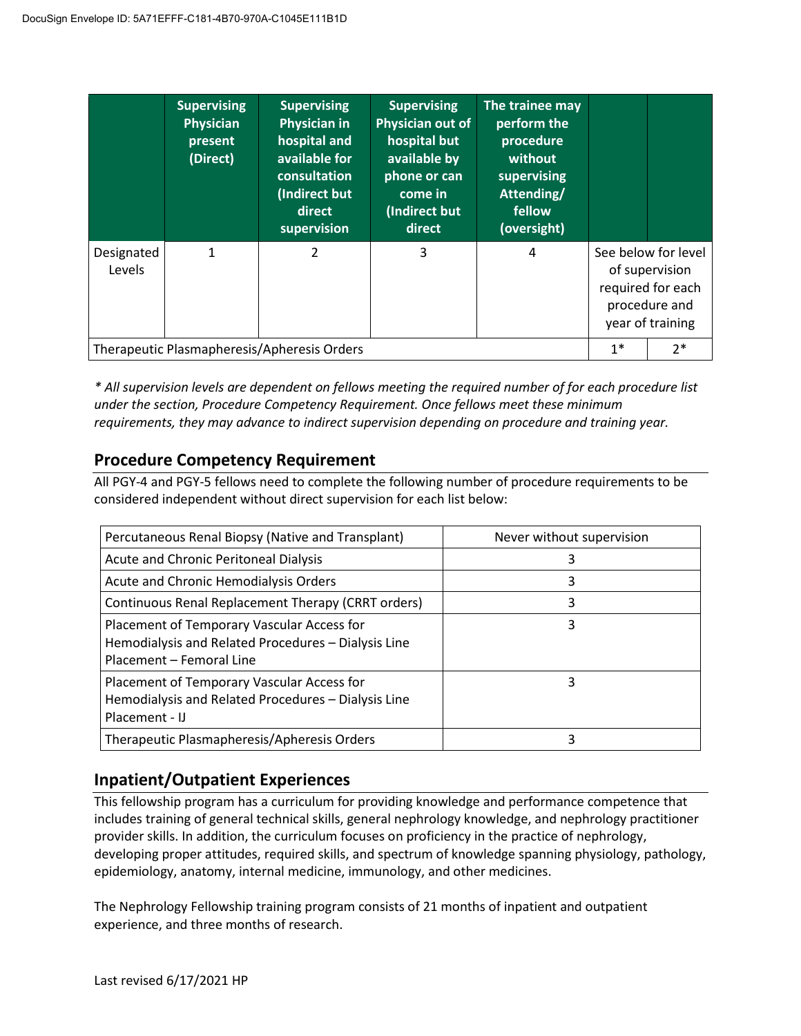| | Supervising Physician present (Direct) | Supervising Physician in hospital and available for consultation (Indirect but direct supervision | Supervising Physician out of hospital but available by phone or can come in (Indirect but direct | The trainee may perform the procedure without supervising Attending/ fellow (oversight) | | |
|---|---|---|---|---|---|---|
| Designated Levels | 1 | 2 | 3 | 4 | See below for level of supervision required for each procedure and year of training | |
| Therapeutic Plasmapheresis/Apheresis Orders | | | | | 1* | 2* |

*\* All supervision levels are dependent on fellows meeting the required number of for each procedure list under the section, Procedure Competency Requirement. Once fellows meet these minimum requirements, they may advance to indirect supervision depending on procedure and training year.*

## Procedure Competency Requirement

All PGY-4 and PGY-5 fellows need to complete the following number of procedure requirements to be considered independent without direct supervision for each list below:

| Procedure | Requirement |
|---|---|
| Percutaneous Renal Biopsy (Native and Transplant) | Never without supervision |
| Acute and Chronic Peritoneal Dialysis | 3 |
| Acute and Chronic Hemodialysis Orders | 3 |
| Continuous Renal Replacement Therapy (CRRT orders) | 3 |
| Placement of Temporary Vascular Access for Hemodialysis and Related Procedures – Dialysis Line Placement – Femoral Line | 3 |
| Placement of Temporary Vascular Access for Hemodialysis and Related Procedures – Dialysis Line Placement - IJ | 3 |
| Therapeutic Plasmapheresis/Apheresis Orders | 3 |

## Inpatient/Outpatient Experiences

This fellowship program has a curriculum for providing knowledge and performance competence that includes training of general technical skills, general nephrology knowledge, and nephrology practitioner provider skills. In addition, the curriculum focuses on proficiency in the practice of nephrology, developing proper attitudes, required skills, and spectrum of knowledge spanning physiology, pathology, epidemiology, anatomy, internal medicine, immunology, and other medicines.

The Nephrology Fellowship training program consists of 21 months of inpatient and outpatient experience, and three months of research.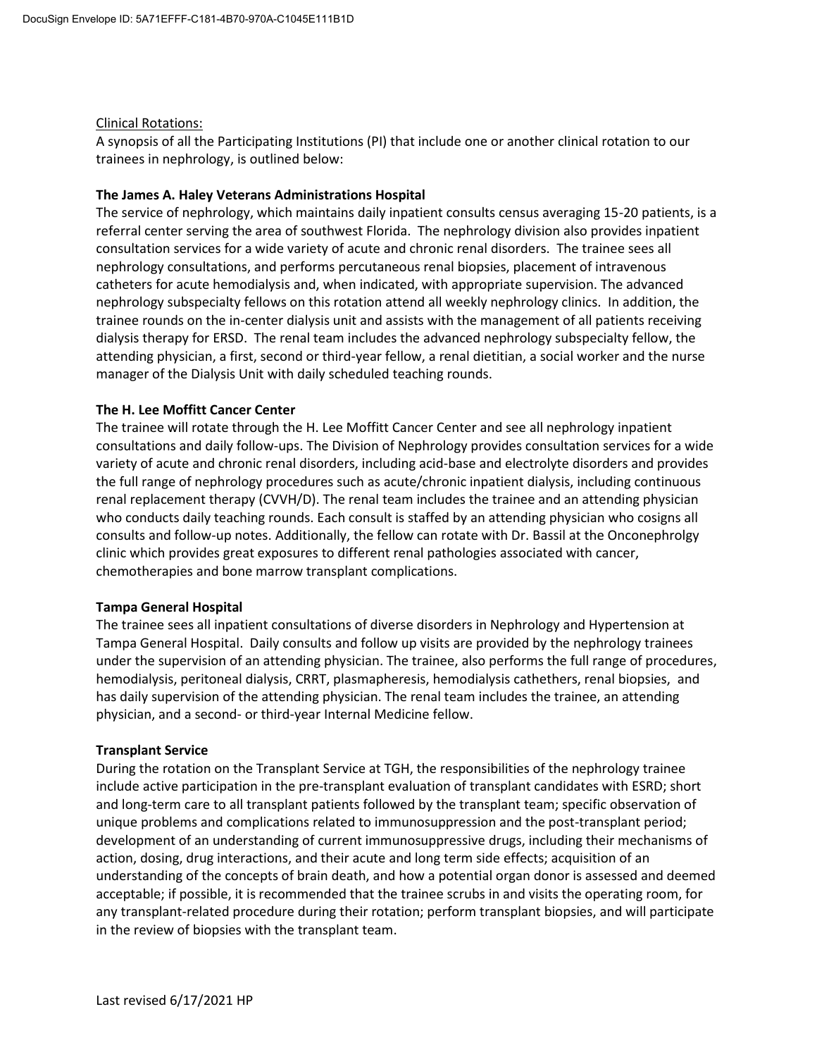Clinical Rotations:

A synopsis of all the Participating Institutions (PI) that include one or another clinical rotation to our trainees in nephrology, is outlined below:

**The James A. Haley Veterans Administrations Hospital**

The service of nephrology, which maintains daily inpatient consults census averaging 15-20 patients, is a referral center serving the area of southwest Florida. The nephrology division also provides inpatient consultation services for a wide variety of acute and chronic renal disorders. The trainee sees all nephrology consultations, and performs percutaneous renal biopsies, placement of intravenous catheters for acute hemodialysis and, when indicated, with appropriate supervision. The advanced nephrology subspecialty fellows on this rotation attend all weekly nephrology clinics. In addition, the trainee rounds on the in-center dialysis unit and assists with the management of all patients receiving dialysis therapy for ERSD. The renal team includes the advanced nephrology subspecialty fellow, the attending physician, a first, second or third-year fellow, a renal dietitian, a social worker and the nurse manager of the Dialysis Unit with daily scheduled teaching rounds.

**The H. Lee Moffitt Cancer Center**

The trainee will rotate through the H. Lee Moffitt Cancer Center and see all nephrology inpatient consultations and daily follow-ups. The Division of Nephrology provides consultation services for a wide variety of acute and chronic renal disorders, including acid-base and electrolyte disorders and provides the full range of nephrology procedures such as acute/chronic inpatient dialysis, including continuous renal replacement therapy (CVVH/D). The renal team includes the trainee and an attending physician who conducts daily teaching rounds. Each consult is staffed by an attending physician who cosigns all consults and follow-up notes. Additionally, the fellow can rotate with Dr. Bassil at the Onconephrolgy clinic which provides great exposures to different renal pathologies associated with cancer, chemotherapies and bone marrow transplant complications.

**Tampa General Hospital**

The trainee sees all inpatient consultations of diverse disorders in Nephrology and Hypertension at Tampa General Hospital. Daily consults and follow up visits are provided by the nephrology trainees under the supervision of an attending physician. The trainee, also performs the full range of procedures, hemodialysis, peritoneal dialysis, CRRT, plasmapheresis, hemodialysis cathethers, renal biopsies, and has daily supervision of the attending physician. The renal team includes the trainee, an attending physician, and a second- or third-year Internal Medicine fellow.

**Transplant Service**

During the rotation on the Transplant Service at TGH, the responsibilities of the nephrology trainee include active participation in the pre-transplant evaluation of transplant candidates with ESRD; short and long-term care to all transplant patients followed by the transplant team; specific observation of unique problems and complications related to immunosuppression and the post-transplant period; development of an understanding of current immunosuppressive drugs, including their mechanisms of action, dosing, drug interactions, and their acute and long term side effects; acquisition of an understanding of the concepts of brain death, and how a potential organ donor is assessed and deemed acceptable; if possible, it is recommended that the trainee scrubs in and visits the operating room, for any transplant-related procedure during their rotation; perform transplant biopsies, and will participate in the review of biopsies with the transplant team.

Last revised 6/17/2021 HP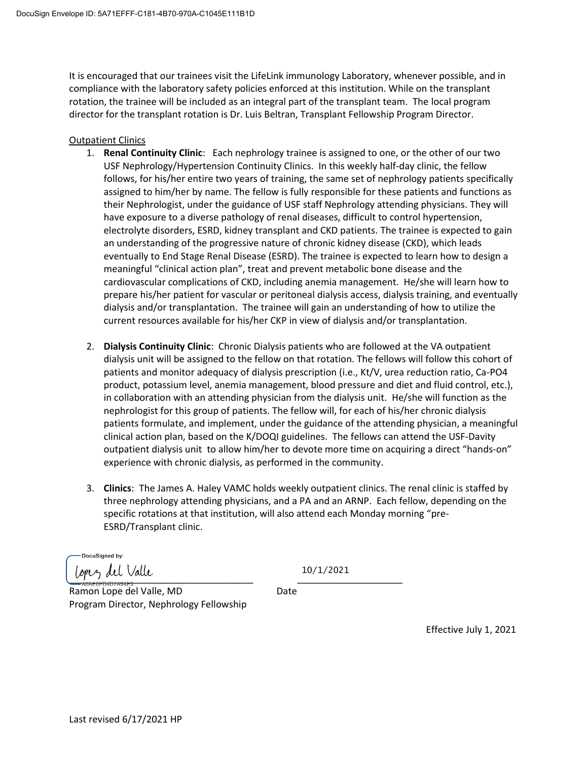It is encouraged that our trainees visit the LifeLink immunology Laboratory, whenever possible, and in compliance with the laboratory safety policies enforced at this institution. While on the transplant rotation, the trainee will be included as an integral part of the transplant team. The local program director for the transplant rotation is Dr. Luis Beltran, Transplant Fellowship Program Director.

<u>Outpatient Clinics</u>

1. **Renal Continuity Clinic**: Each nephrology trainee is assigned to one, or the other of our two USF Nephrology/Hypertension Continuity Clinics. In this weekly half-day clinic, the fellow follows, for his/her entire two years of training, the same set of nephrology patients specifically assigned to him/her by name. The fellow is fully responsible for these patients and functions as their Nephrologist, under the guidance of USF staff Nephrology attending physicians. They will have exposure to a diverse pathology of renal diseases, difficult to control hypertension, electrolyte disorders, ESRD, kidney transplant and CKD patients. The trainee is expected to gain an understanding of the progressive nature of chronic kidney disease (CKD), which leads eventually to End Stage Renal Disease (ESRD). The trainee is expected to learn how to design a meaningful "clinical action plan", treat and prevent metabolic bone disease and the cardiovascular complications of CKD, including anemia management. He/she will learn how to prepare his/her patient for vascular or peritoneal dialysis access, dialysis training, and eventually dialysis and/or transplantation. The trainee will gain an understanding of how to utilize the current resources available for his/her CKP in view of dialysis and/or transplantation.

2. **Dialysis Continuity Clinic**: Chronic Dialysis patients who are followed at the VA outpatient dialysis unit will be assigned to the fellow on that rotation. The fellows will follow this cohort of patients and monitor adequacy of dialysis prescription (i.e., Kt/V, urea reduction ratio, Ca-PO4 product, potassium level, anemia management, blood pressure and diet and fluid control, etc.), in collaboration with an attending physician from the dialysis unit. He/she will function as the nephrologist for this group of patients. The fellow will, for each of his/her chronic dialysis patients formulate, and implement, under the guidance of the attending physician, a meaningful clinical action plan, based on the K/DOQI guidelines. The fellows can attend the USF-Davity outpatient dialysis unit to allow him/her to devote more time on acquiring a direct "hands-on" experience with chronic dialysis, as performed in the community.

3. **Clinics**: The James A. Haley VAMC holds weekly outpatient clinics. The renal clinic is staffed by three nephrology attending physicians, and a PA and an ARNP. Each fellow, depending on the specific rotations at that institution, will also attend each Monday morning "pre-ESRD/Transplant clinic.

DocuSigned by:
Lopez del Valle
A0AECFD4D7A94E9

Ramon Lope del Valle, MD
Program Director, Nephrology Fellowship

10/1/2021
Date

Effective July 1, 2021

Last revised 6/17/2021 HP